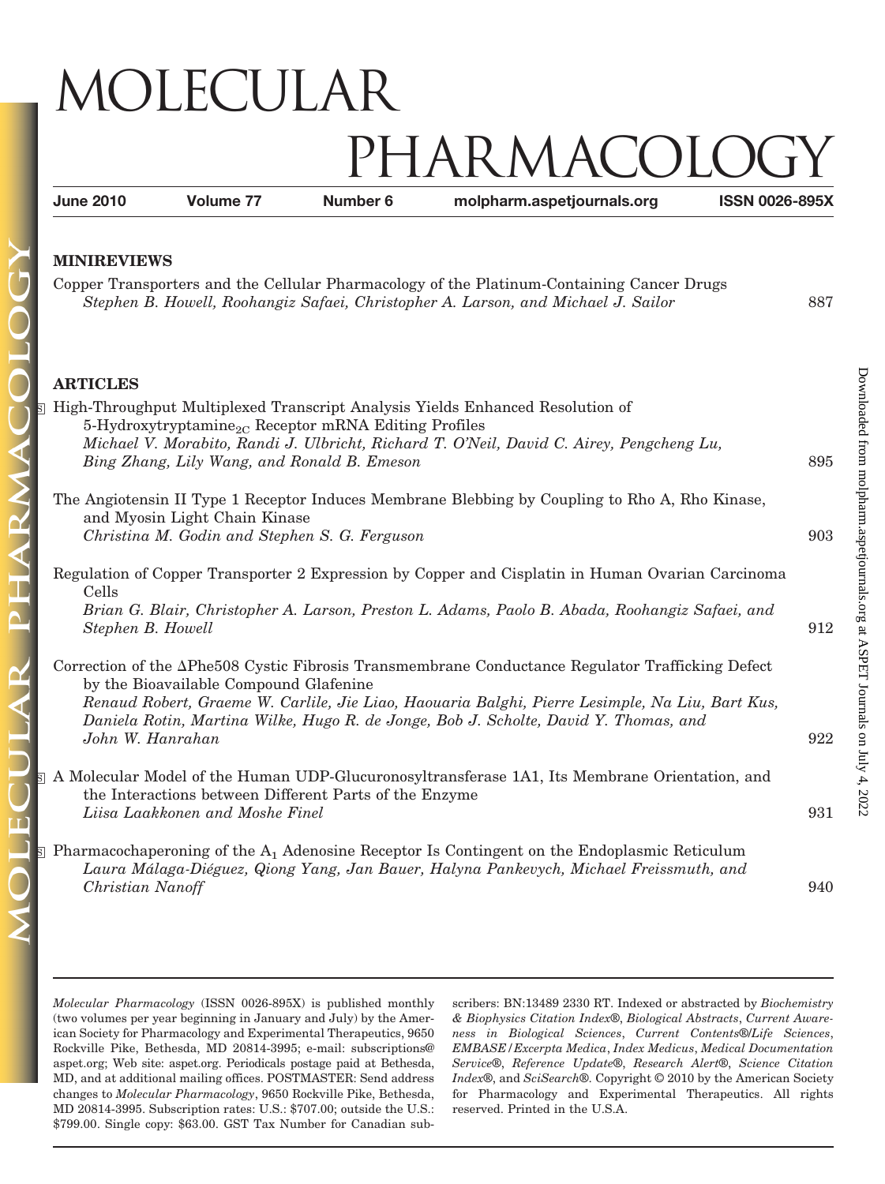# MOLECULAR PHARMACOLOGY

**June 2010** **Volume 77** **Number 6** **molpharm.aspetjournals.org** **ISSN 0026-895X**

## MINIREVIEWS

Copper Transporters and the Cellular Pharmacology of the Platinum-Containing Cancer Drugs
*Stephen B. Howell, Roohangiz Safaei, Christopher A. Larson, and Michael J. Sailor* 887

## ARTICLES

S High-Throughput Multiplexed Transcript Analysis Yields Enhanced Resolution of 5-Hydroxytryptamine$_{2C}$ Receptor mRNA Editing Profiles
*Michael V. Morabito, Randi J. Ulbricht, Richard T. O'Neil, David C. Airey, Pengcheng Lu, Bing Zhang, Lily Wang, and Ronald B. Emeson* 895

The Angiotensin II Type 1 Receptor Induces Membrane Blebbing by Coupling to Rho A, Rho Kinase, and Myosin Light Chain Kinase
*Christina M. Godin and Stephen S. G. Ferguson* 903

Regulation of Copper Transporter 2 Expression by Copper and Cisplatin in Human Ovarian Carcinoma Cells
*Brian G. Blair, Christopher A. Larson, Preston L. Adams, Paolo B. Abada, Roohangiz Safaei, and Stephen B. Howell* 912

Correction of the ΔPhe508 Cystic Fibrosis Transmembrane Conductance Regulator Trafficking Defect by the Bioavailable Compound Glafenine
*Renaud Robert, Graeme W. Carlile, Jie Liao, Haouaria Balghi, Pierre Lesimple, Na Liu, Bart Kus, Daniela Rotin, Martina Wilke, Hugo R. de Jonge, Bob J. Scholte, David Y. Thomas, and John W. Hanrahan* 922

S A Molecular Model of the Human UDP-Glucuronosyltransferase 1A1, Its Membrane Orientation, and the Interactions between Different Parts of the Enzyme
*Liisa Laakkonen and Moshe Finel* 931

S Pharmacochaperoning of the A$_1$ Adenosine Receptor Is Contingent on the Endoplasmic Reticulum
*Laura Málaga-Diéguez, Qiong Yang, Jan Bauer, Halyna Pankevych, Michael Freissmuth, and Christian Nanoff* 940

---

*Molecular Pharmacology* (ISSN 0026-895X) is published monthly (two volumes per year beginning in January and July) by the American Society for Pharmacology and Experimental Therapeutics, 9650 Rockville Pike, Bethesda, MD 20814-3995; e-mail: subscriptions@aspet.org; Web site: aspet.org. Periodicals postage paid at Bethesda, MD, and at additional mailing offices. POSTMASTER: Send address changes to *Molecular Pharmacology*, 9650 Rockville Pike, Bethesda, MD 20814-3995. Subscription rates: U.S.: $707.00; outside the U.S.: $799.00. Single copy: $63.00. GST Tax Number for Canadian subscribers: BN:13489 2330 RT. Indexed or abstracted by *Biochemistry & Biophysics Citation Index®*, *Biological Abstracts*, *Current Awareness in Biological Sciences*, *Current Contents®/Life Sciences*, *EMBASE/Excerpta Medica*, *Index Medicus*, *Medical Documentation Service®*, *Reference Update®*, *Research Alert®*, *Science Citation Index®*, and *SciSearch®*. Copyright © 2010 by the American Society for Pharmacology and Experimental Therapeutics. All rights reserved. Printed in the U.S.A.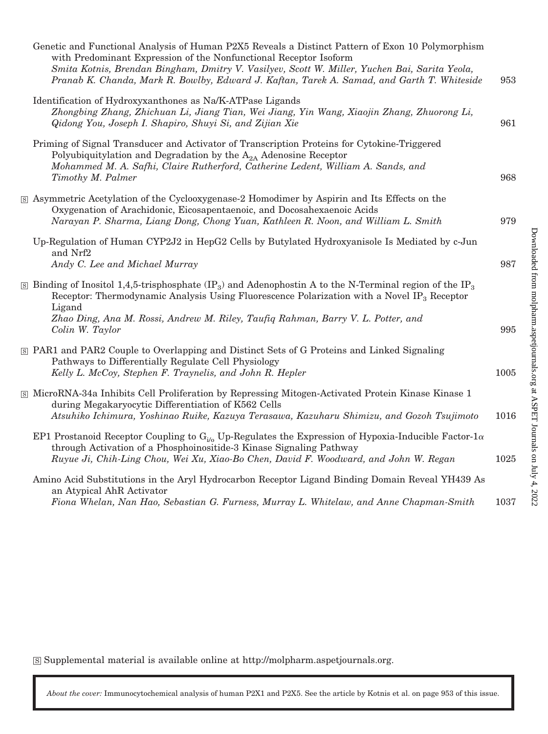Genetic and Functional Analysis of Human P2X5 Reveals a Distinct Pattern of Exon 10 Polymorphism with Predominant Expression of the Nonfunctional Receptor Isoform
*Smita Kotnis, Brendan Bingham, Dmitry V. Vasilyev, Scott W. Miller, Yuchen Bai, Sarita Yeola, Pranab K. Chanda, Mark R. Bowlby, Edward J. Kaftan, Tarek A. Samad, and Garth T. Whiteside* 953

Identification of Hydroxyxanthones as Na/K-ATPase Ligands
*Zhongbing Zhang, Zhichuan Li, Jiang Tian, Wei Jiang, Yin Wang, Xiaojin Zhang, Zhuorong Li, Qidong You, Joseph I. Shapiro, Shuyi Si, and Zijian Xie* 961

Priming of Signal Transducer and Activator of Transcription Proteins for Cytokine-Triggered Polyubiquitylation and Degradation by the $A_{2A}$ Adenosine Receptor
*Mohammed M. A. Safhi, Claire Rutherford, Catherine Ledent, William A. Sands, and Timothy M. Palmer* 968

[S] Asymmetric Acetylation of the Cyclooxygenase-2 Homodimer by Aspirin and Its Effects on the Oxygenation of Arachidonic, Eicosapentaenoic, and Docosahexaenoic Acids
*Narayan P. Sharma, Liang Dong, Chong Yuan, Kathleen R. Noon, and William L. Smith* 979

Up-Regulation of Human CYP2J2 in HepG2 Cells by Butylated Hydroxyanisole Is Mediated by c-Jun and Nrf2
*Andy C. Lee and Michael Murray* 987

[S] Binding of Inositol 1,4,5-trisphosphate ($IP_3$) and Adenophostin A to the N-Terminal region of the $IP_3$ Receptor: Thermodynamic Analysis Using Fluorescence Polarization with a Novel $IP_3$ Receptor Ligand
*Zhao Ding, Ana M. Rossi, Andrew M. Riley, Taufiq Rahman, Barry V. L. Potter, and Colin W. Taylor* 995

[S] PAR1 and PAR2 Couple to Overlapping and Distinct Sets of G Proteins and Linked Signaling Pathways to Differentially Regulate Cell Physiology
*Kelly L. McCoy, Stephen F. Traynelis, and John R. Hepler* 1005

[S] MicroRNA-34a Inhibits Cell Proliferation by Repressing Mitogen-Activated Protein Kinase Kinase 1 during Megakaryocytic Differentiation of K562 Cells
*Atsuhiko Ichimura, Yoshinao Ruike, Kazuya Terasawa, Kazuharu Shimizu, and Gozoh Tsujimoto* 1016

EP1 Prostanoid Receptor Coupling to $G_{i/o}$ Up-Regulates the Expression of Hypoxia-Inducible Factor-1$\alpha$ through Activation of a Phosphoinositide-3 Kinase Signaling Pathway
*Ruyue Ji, Chih-Ling Chou, Wei Xu, Xiao-Bo Chen, David F. Woodward, and John W. Regan* 1025

Amino Acid Substitutions in the Aryl Hydrocarbon Receptor Ligand Binding Domain Reveal YH439 As an Atypical AhR Activator
*Fiona Whelan, Nan Hao, Sebastian G. Furness, Murray L. Whitelaw, and Anne Chapman-Smith* 1037

[S] Supplemental material is available online at http://molpharm.aspetjournals.org.

*About the cover:* Immunocytochemical analysis of human P2X1 and P2X5. See the article by Kotnis et al. on page 953 of this issue.